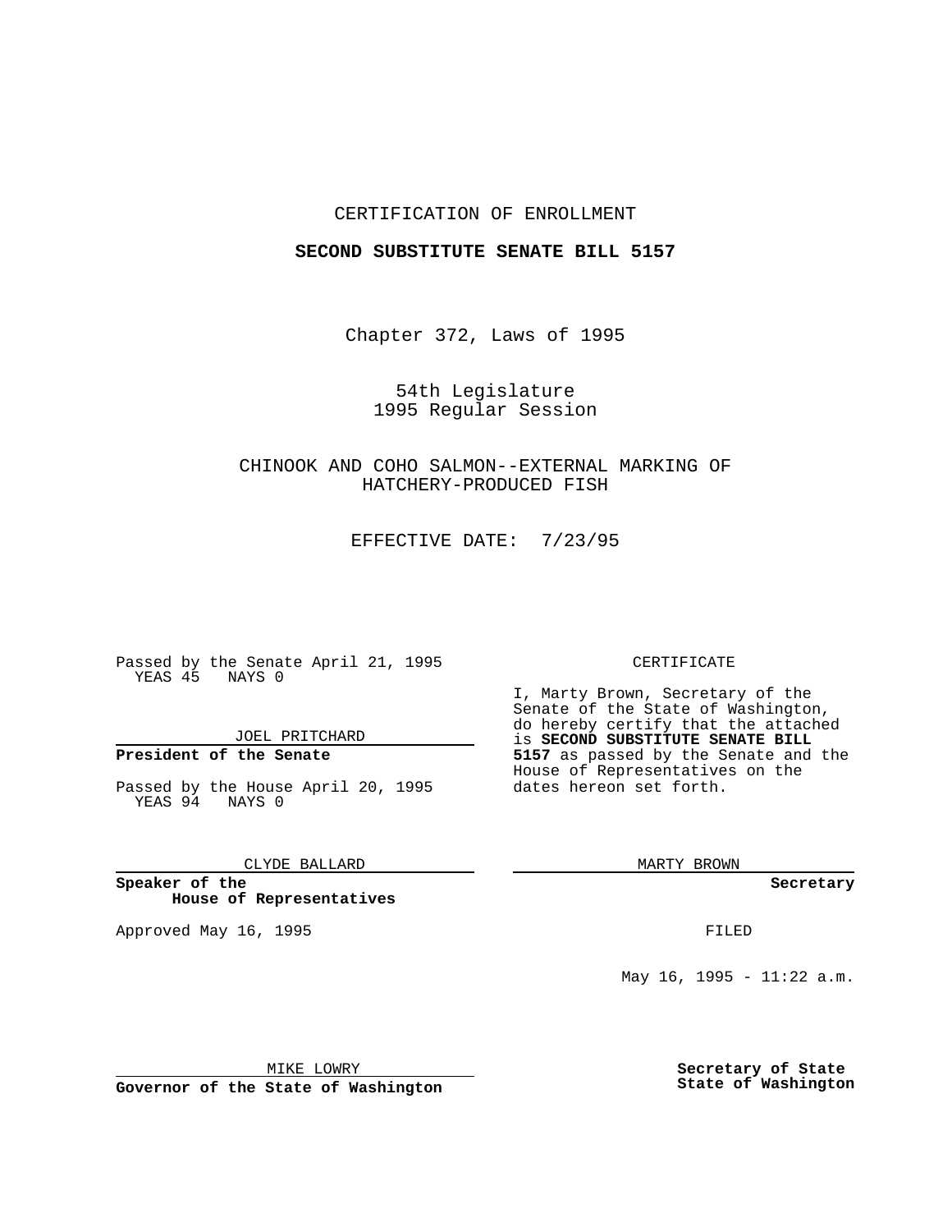CERTIFICATION OF ENROLLMENT

**SECOND SUBSTITUTE SENATE BILL 5157**

Chapter 372, Laws of 1995

54th Legislature
1995 Regular Session

CHINOOK AND COHO SALMON--EXTERNAL MARKING OF HATCHERY-PRODUCED FISH

EFFECTIVE DATE: 7/23/95

Passed by the Senate April 21, 1995
YEAS 45 NAYS 0

JOEL PRITCHARD

**President of the Senate**

Passed by the House April 20, 1995
YEAS 94 NAYS 0

CLYDE BALLARD

**Speaker of the House of Representatives**

Approved May 16, 1995

MIKE LOWRY

**Governor of the State of Washington**

CERTIFICATE

I, Marty Brown, Secretary of the Senate of the State of Washington, do hereby certify that the attached is **SECOND SUBSTITUTE SENATE BILL 5157** as passed by the Senate and the House of Representatives on the dates hereon set forth.

MARTY BROWN

**Secretary**

FILED

May 16, 1995 - 11:22 a.m.

**Secretary of State**
**State of Washington**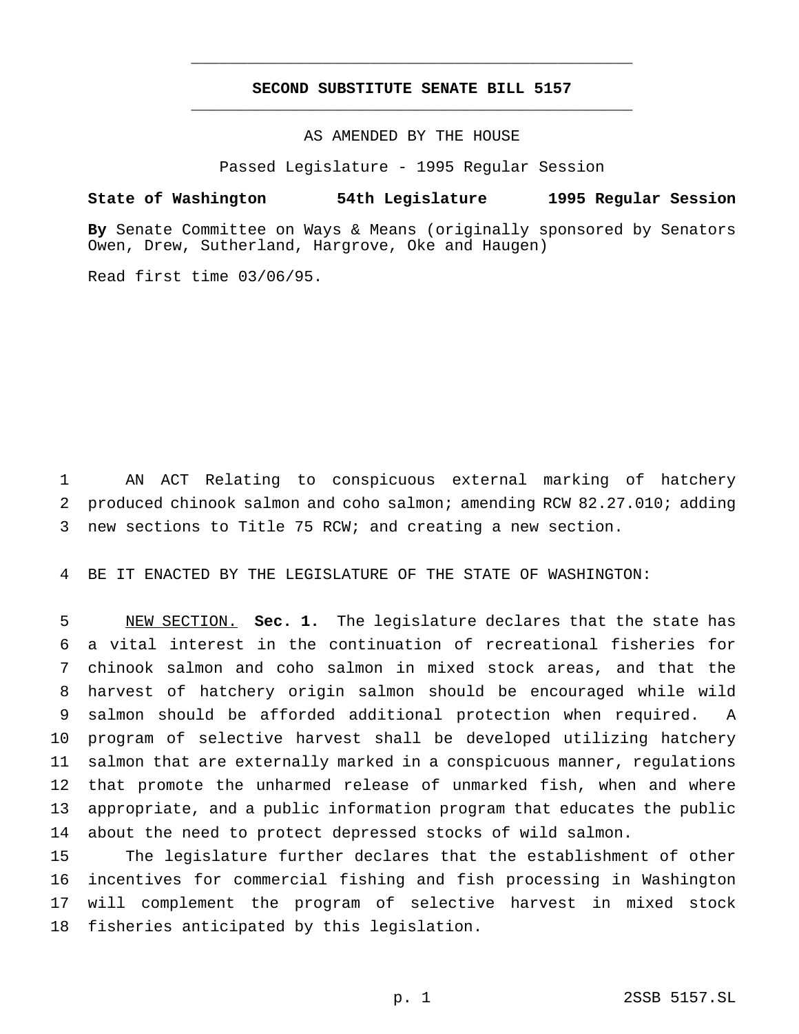**SECOND SUBSTITUTE SENATE BILL 5157**

AS AMENDED BY THE HOUSE

Passed Legislature - 1995 Regular Session

**State of Washington 54th Legislature 1995 Regular Session**

**By** Senate Committee on Ways & Means (originally sponsored by Senators Owen, Drew, Sutherland, Hargrove, Oke and Haugen)

Read first time 03/06/95.

AN ACT Relating to conspicuous external marking of hatchery produced chinook salmon and coho salmon; amending RCW 82.27.010; adding new sections to Title 75 RCW; and creating a new section.

BE IT ENACTED BY THE LEGISLATURE OF THE STATE OF WASHINGTON:

NEW SECTION. **Sec. 1.** The legislature declares that the state has a vital interest in the continuation of recreational fisheries for chinook salmon and coho salmon in mixed stock areas, and that the harvest of hatchery origin salmon should be encouraged while wild salmon should be afforded additional protection when required. A program of selective harvest shall be developed utilizing hatchery salmon that are externally marked in a conspicuous manner, regulations that promote the unharmed release of unmarked fish, when and where appropriate, and a public information program that educates the public about the need to protect depressed stocks of wild salmon.

The legislature further declares that the establishment of other incentives for commercial fishing and fish processing in Washington will complement the program of selective harvest in mixed stock fisheries anticipated by this legislation.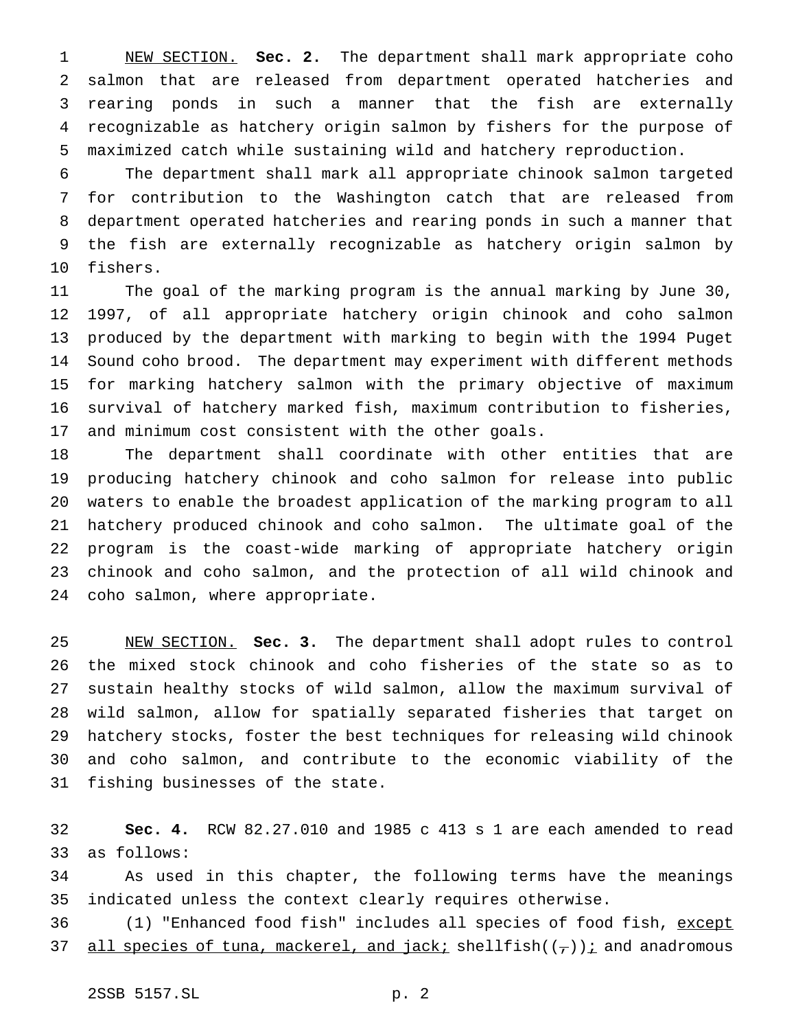NEW SECTION. **Sec. 2.** The department shall mark appropriate coho salmon that are released from department operated hatcheries and rearing ponds in such a manner that the fish are externally recognizable as hatchery origin salmon by fishers for the purpose of maximized catch while sustaining wild and hatchery reproduction.

The department shall mark all appropriate chinook salmon targeted for contribution to the Washington catch that are released from department operated hatcheries and rearing ponds in such a manner that the fish are externally recognizable as hatchery origin salmon by fishers.

The goal of the marking program is the annual marking by June 30, 1997, of all appropriate hatchery origin chinook and coho salmon produced by the department with marking to begin with the 1994 Puget Sound coho brood. The department may experiment with different methods for marking hatchery salmon with the primary objective of maximum survival of hatchery marked fish, maximum contribution to fisheries, and minimum cost consistent with the other goals.

The department shall coordinate with other entities that are producing hatchery chinook and coho salmon for release into public waters to enable the broadest application of the marking program to all hatchery produced chinook and coho salmon. The ultimate goal of the program is the coast-wide marking of appropriate hatchery origin chinook and coho salmon, and the protection of all wild chinook and coho salmon, where appropriate.

NEW SECTION. **Sec. 3.** The department shall adopt rules to control the mixed stock chinook and coho fisheries of the state so as to sustain healthy stocks of wild salmon, allow the maximum survival of wild salmon, allow for spatially separated fisheries that target on hatchery stocks, foster the best techniques for releasing wild chinook and coho salmon, and contribute to the economic viability of the fishing businesses of the state.

**Sec. 4.** RCW 82.27.010 and 1985 c 413 s 1 are each amended to read as follows:

As used in this chapter, the following terms have the meanings indicated unless the context clearly requires otherwise.

(1) "Enhanced food fish" includes all species of food fish, except all species of tuna, mackerel, and jack; shellfish((,)); and anadromous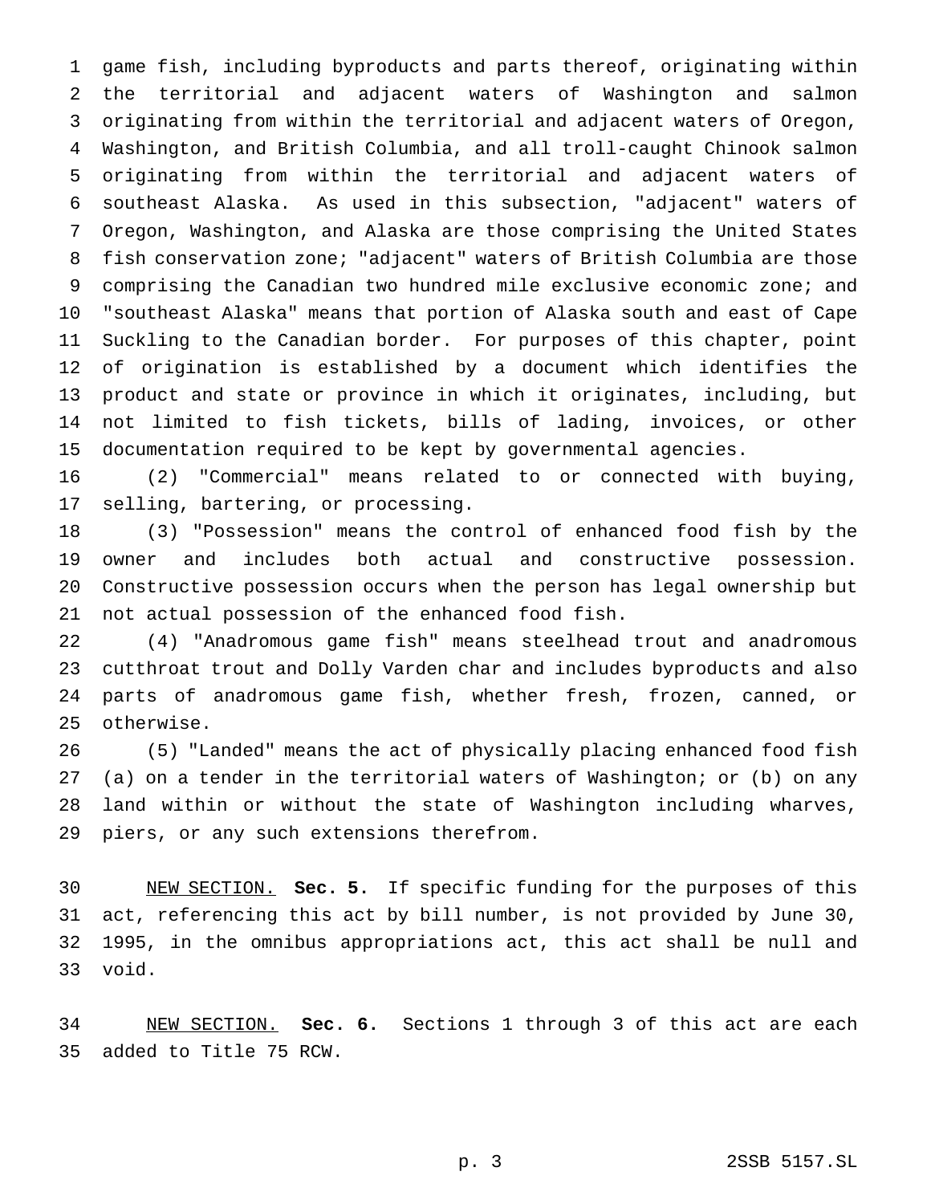game fish, including byproducts and parts thereof, originating within the territorial and adjacent waters of Washington and salmon originating from within the territorial and adjacent waters of Oregon, Washington, and British Columbia, and all troll-caught Chinook salmon originating from within the territorial and adjacent waters of southeast Alaska. As used in this subsection, "adjacent" waters of Oregon, Washington, and Alaska are those comprising the United States fish conservation zone; "adjacent" waters of British Columbia are those comprising the Canadian two hundred mile exclusive economic zone; and "southeast Alaska" means that portion of Alaska south and east of Cape Suckling to the Canadian border. For purposes of this chapter, point of origination is established by a document which identifies the product and state or province in which it originates, including, but not limited to fish tickets, bills of lading, invoices, or other documentation required to be kept by governmental agencies.

(2) "Commercial" means related to or connected with buying, selling, bartering, or processing.

(3) "Possession" means the control of enhanced food fish by the owner and includes both actual and constructive possession. Constructive possession occurs when the person has legal ownership but not actual possession of the enhanced food fish.

(4) "Anadromous game fish" means steelhead trout and anadromous cutthroat trout and Dolly Varden char and includes byproducts and also parts of anadromous game fish, whether fresh, frozen, canned, or otherwise.

(5) "Landed" means the act of physically placing enhanced food fish (a) on a tender in the territorial waters of Washington; or (b) on any land within or without the state of Washington including wharves, piers, or any such extensions therefrom.

NEW SECTION. **Sec. 5.** If specific funding for the purposes of this act, referencing this act by bill number, is not provided by June 30, 1995, in the omnibus appropriations act, this act shall be null and void.

NEW SECTION. **Sec. 6.** Sections 1 through 3 of this act are each added to Title 75 RCW.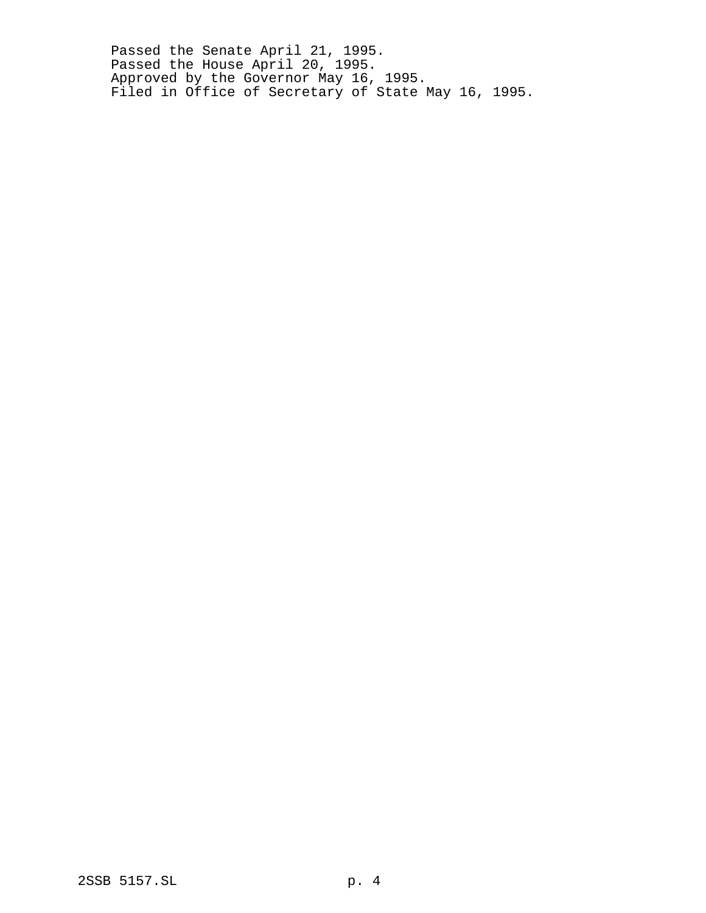Passed the Senate April 21, 1995.
Passed the House April 20, 1995.
Approved by the Governor May 16, 1995.
Filed in Office of Secretary of State May 16, 1995.